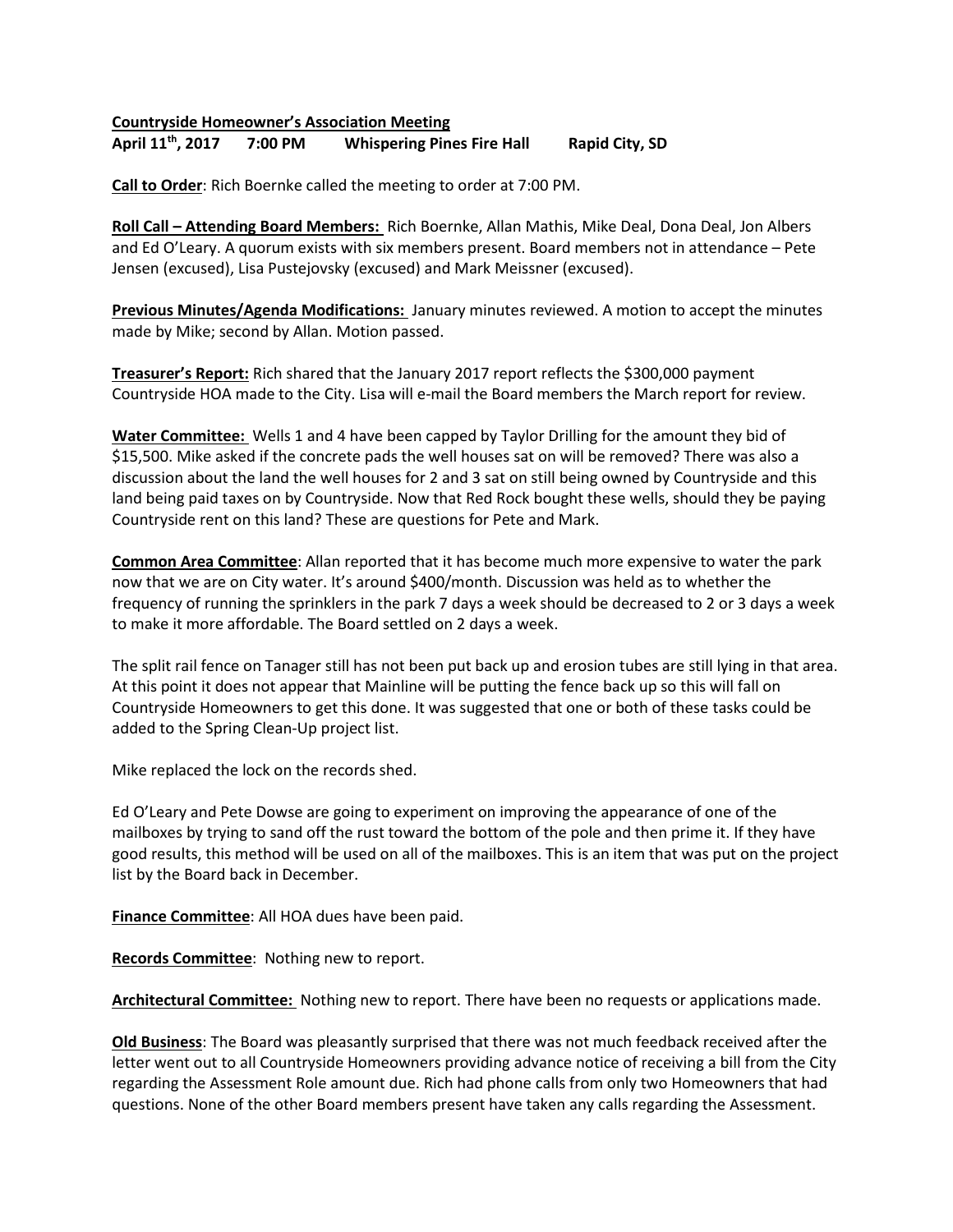**Countryside Homeowner's Association Meeting**
**April 11th, 2017 7:00 PM Whispering Pines Fire Hall Rapid City, SD**

**Call to Order**: Rich Boernke called the meeting to order at 7:00 PM.

**Roll Call – Attending Board Members:** Rich Boernke, Allan Mathis, Mike Deal, Dona Deal, Jon Albers and Ed O'Leary. A quorum exists with six members present. Board members not in attendance – Pete Jensen (excused), Lisa Pustejovsky (excused) and Mark Meissner (excused).

**Previous Minutes/Agenda Modifications:** January minutes reviewed. A motion to accept the minutes made by Mike; second by Allan. Motion passed.

**Treasurer's Report:** Rich shared that the January 2017 report reflects the $300,000 payment Countryside HOA made to the City. Lisa will e-mail the Board members the March report for review.

**Water Committee:** Wells 1 and 4 have been capped by Taylor Drilling for the amount they bid of $15,500. Mike asked if the concrete pads the well houses sat on will be removed? There was also a discussion about the land the well houses for 2 and 3 sat on still being owned by Countryside and this land being paid taxes on by Countryside. Now that Red Rock bought these wells, should they be paying Countryside rent on this land? These are questions for Pete and Mark.

**Common Area Committee**: Allan reported that it has become much more expensive to water the park now that we are on City water. It's around $400/month. Discussion was held as to whether the frequency of running the sprinklers in the park 7 days a week should be decreased to 2 or 3 days a week to make it more affordable. The Board settled on 2 days a week.

The split rail fence on Tanager still has not been put back up and erosion tubes are still lying in that area. At this point it does not appear that Mainline will be putting the fence back up so this will fall on Countryside Homeowners to get this done. It was suggested that one or both of these tasks could be added to the Spring Clean-Up project list.

Mike replaced the lock on the records shed.

Ed O'Leary and Pete Dowse are going to experiment on improving the appearance of one of the mailboxes by trying to sand off the rust toward the bottom of the pole and then prime it. If they have good results, this method will be used on all of the mailboxes. This is an item that was put on the project list by the Board back in December.

**Finance Committee**: All HOA dues have been paid.

**Records Committee**: Nothing new to report.

**Architectural Committee:** Nothing new to report. There have been no requests or applications made.

**Old Business**: The Board was pleasantly surprised that there was not much feedback received after the letter went out to all Countryside Homeowners providing advance notice of receiving a bill from the City regarding the Assessment Role amount due. Rich had phone calls from only two Homeowners that had questions. None of the other Board members present have taken any calls regarding the Assessment.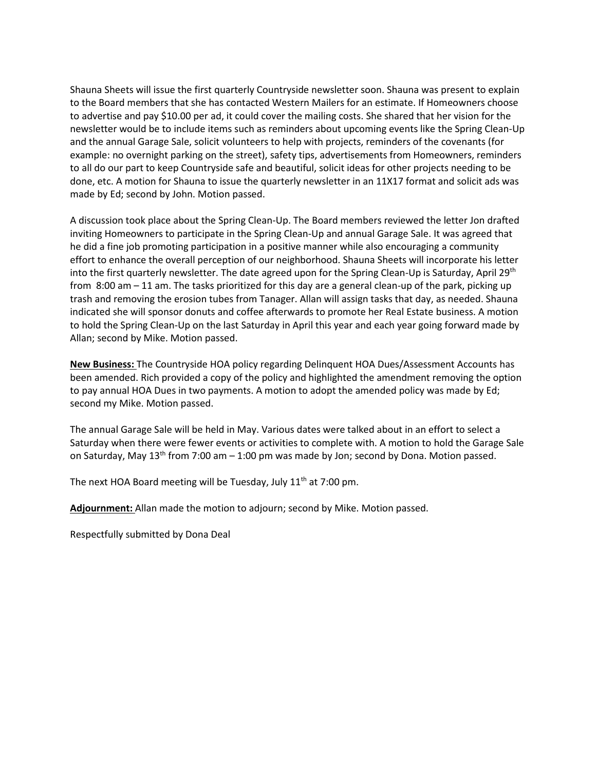Shauna Sheets will issue the first quarterly Countryside newsletter soon. Shauna was present to explain to the Board members that she has contacted Western Mailers for an estimate. If Homeowners choose to advertise and pay $10.00 per ad, it could cover the mailing costs. She shared that her vision for the newsletter would be to include items such as reminders about upcoming events like the Spring Clean-Up and the annual Garage Sale, solicit volunteers to help with projects, reminders of the covenants (for example: no overnight parking on the street), safety tips, advertisements from Homeowners, reminders to all do our part to keep Countryside safe and beautiful, solicit ideas for other projects needing to be done, etc. A motion for Shauna to issue the quarterly newsletter in an 11X17 format and solicit ads was made by Ed; second by John. Motion passed.

A discussion took place about the Spring Clean-Up. The Board members reviewed the letter Jon drafted inviting Homeowners to participate in the Spring Clean-Up and annual Garage Sale. It was agreed that he did a fine job promoting participation in a positive manner while also encouraging a community effort to enhance the overall perception of our neighborhood. Shauna Sheets will incorporate his letter into the first quarterly newsletter. The date agreed upon for the Spring Clean-Up is Saturday, April 29th from 8:00 am – 11 am. The tasks prioritized for this day are a general clean-up of the park, picking up trash and removing the erosion tubes from Tanager. Allan will assign tasks that day, as needed. Shauna indicated she will sponsor donuts and coffee afterwards to promote her Real Estate business. A motion to hold the Spring Clean-Up on the last Saturday in April this year and each year going forward made by Allan; second by Mike. Motion passed.

**New Business:** The Countryside HOA policy regarding Delinquent HOA Dues/Assessment Accounts has been amended. Rich provided a copy of the policy and highlighted the amendment removing the option to pay annual HOA Dues in two payments. A motion to adopt the amended policy was made by Ed; second my Mike. Motion passed.

The annual Garage Sale will be held in May. Various dates were talked about in an effort to select a Saturday when there were fewer events or activities to complete with. A motion to hold the Garage Sale on Saturday, May 13th from 7:00 am – 1:00 pm was made by Jon; second by Dona. Motion passed.

The next HOA Board meeting will be Tuesday, July 11th at 7:00 pm.

**Adjournment:** Allan made the motion to adjourn; second by Mike. Motion passed.

Respectfully submitted by Dona Deal